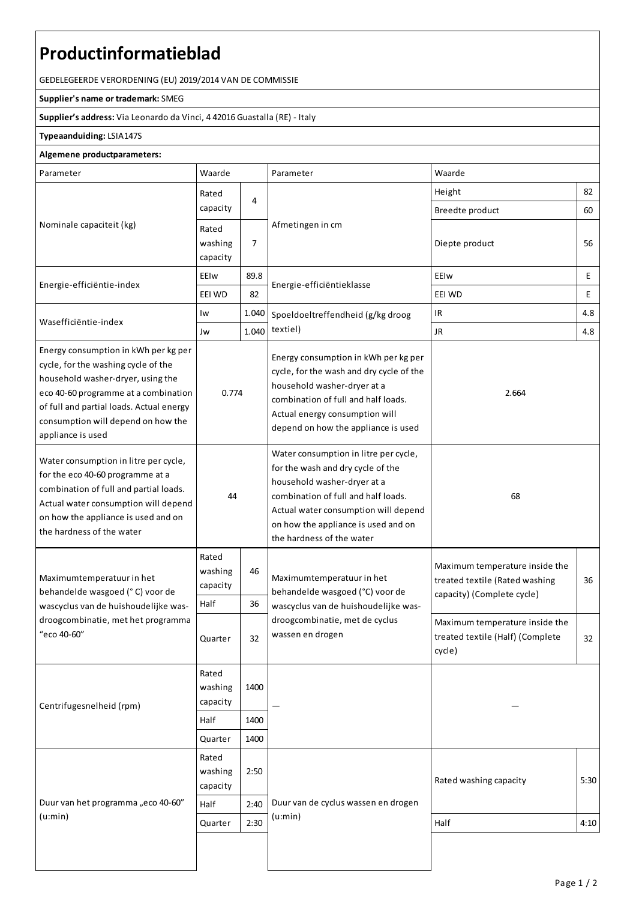# Productinformatieblad

GEDELEGEERDE VERORDENING (EU) 2019/2014 VAN DE COMMISSIE

**Supplier's name or trademark:** SMEG

**Supplier's address:** Via Leonardo da Vinci, 4 42016 Guastalla (RE) - Italy

**Typeaanduiding:** LSIA147S

**Algemene productparameters:**

| Parameter | Waarde | | Parameter | Waarde | |
|---|---|---|---|---|---|
| Nominale capaciteit (kg) | Rated capacity | 4 | Afmetingen in cm | Height | 82 |
| | | | | Breedte product | 60 |
| | Rated washing capacity | 7 | | Diepte product | 56 |
| Energie-efficiëntie-index | EEIw | 89.8 | Energie-efficiëntieklasse | EEIw | E |
| | EEI WD | 82 | | EEI WD | E |
| Wasefficiëntie-index | Iw | 1.040 | Spoeldoeltreffendheid (g/kg droog textiel) | IR | 4.8 |
| | Jw | 1.040 | | JR | 4.8 |
| Energy consumption in kWh per kg per cycle, for the washing cycle of the household washer-dryer, using the eco 40-60 programme at a combination of full and partial loads. Actual energy consumption will depend on how the appliance is used | 0.774 | | Energy consumption in kWh per kg per cycle, for the wash and dry cycle of the household washer-dryer at a combination of full and half loads. Actual energy consumption will depend on how the appliance is used | 2.664 | |
| Water consumption in litre per cycle, for the eco 40-60 programme at a combination of full and partial loads. Actual water consumption will depend on how the appliance is used and on the hardness of the water | 44 | | Water consumption in litre per cycle, for the wash and dry cycle of the household washer-dryer at a combination of full and half loads. Actual water consumption will depend on how the appliance is used and on the hardness of the water | 68 | |
| Maximumtemperatuur in het behandelde wasgoed (° C) voor de wascyclus van de huishoudelijke was-droogcombinatie, met het programma "eco 40-60" | Rated washing capacity | 46 | Maximumtemperatuur in het behandelde wasgoed (°C) voor de wascyclus van de huishoudelijke was-droogcombinatie, met de cyclus wassen en drogen | Maximum temperature inside the treated textile (Rated washing capacity) (Complete cycle) | 36 |
| | Half | 36 | | | |
| | Quarter | 32 | | Maximum temperature inside the treated textile (Half) (Complete cycle) | 32 |
| Centrifugesnelheid (rpm) | Rated washing capacity | 1400 | — | — | |
| | Half | 1400 | | | |
| | Quarter | 1400 | | | |
| Duur van het programma „eco 40-60" (u:min) | Rated washing capacity | 2:50 | Duur van de cyclus wassen en drogen (u:min) | Rated washing capacity | 5:30 |
| | Half | 2:40 | | Half | 4:10 |
| | Quarter | 2:30 | | | |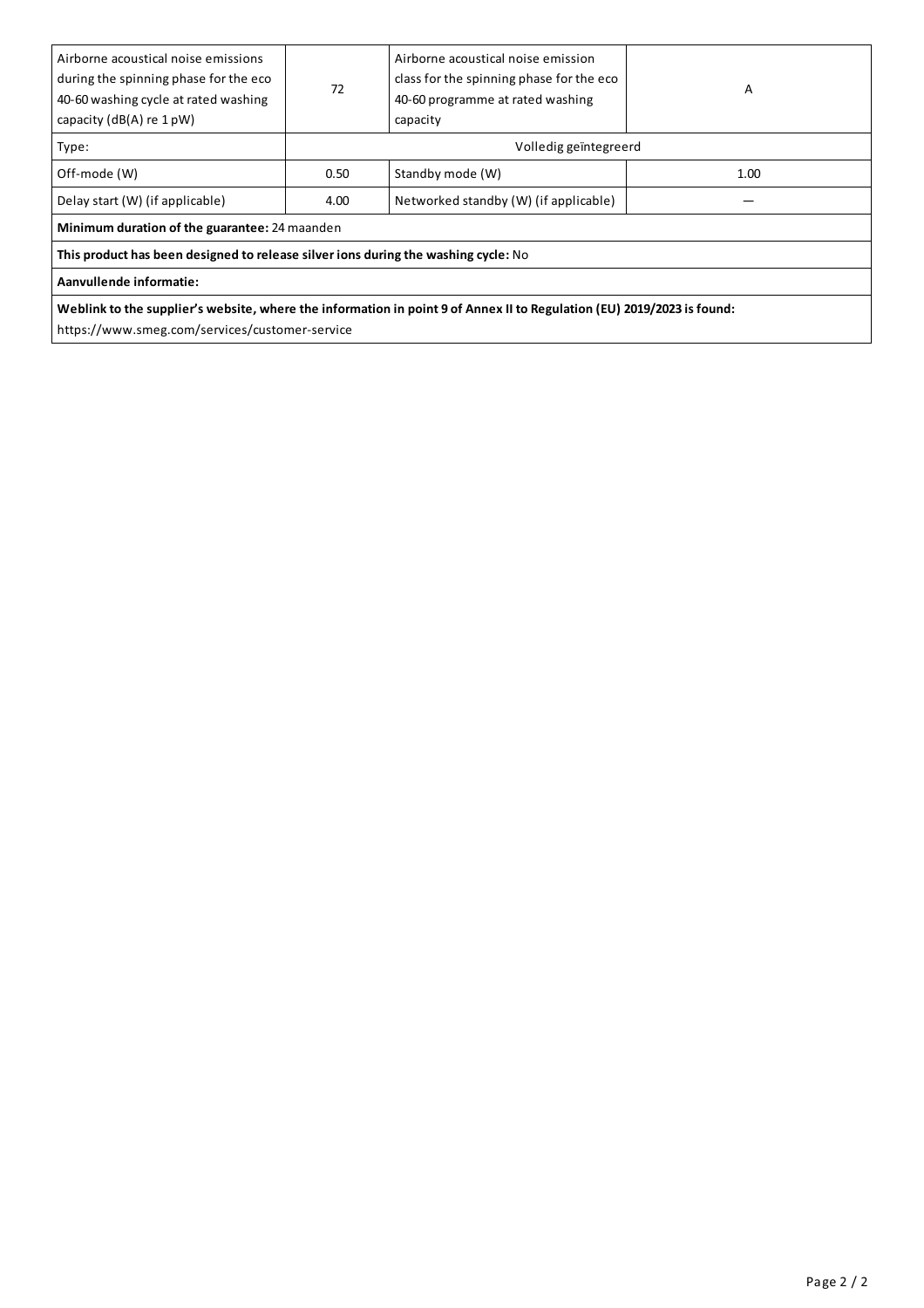| | | | |
|---|---|---|---|
| Airborne acoustical noise emissions during the spinning phase for the eco 40-60 washing cycle at rated washing capacity (dB(A) re 1 pW) | 72 | Airborne acoustical noise emission class for the spinning phase for the eco 40-60 programme at rated washing capacity | A |
| Type: | Volledig geïntegreerd | | |
| Off-mode (W) | 0.50 | Standby mode (W) | 1.00 |
| Delay start (W) (if applicable) | 4.00 | Networked standby (W) (if applicable) | — |

**Minimum duration of the guarantee:** 24 maanden

**This product has been designed to release silver ions during the washing cycle:** No

**Aanvullende informatie:**

**Weblink to the supplier's website, where the information in point 9 of Annex II to Regulation (EU) 2019/2023 is found:**
https://www.smeg.com/services/customer-service